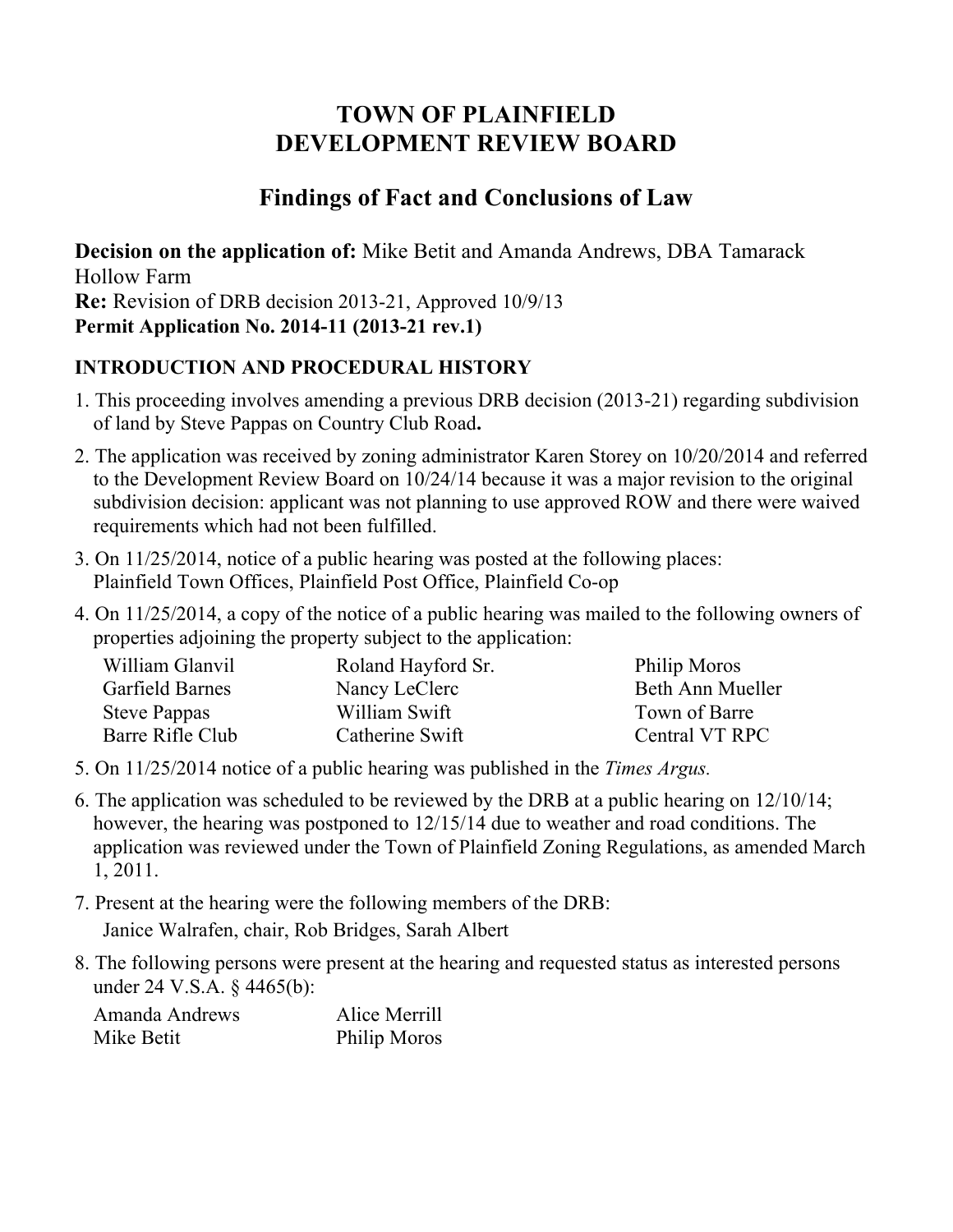# TOWN OF PLAINFIELD
# DEVELOPMENT REVIEW BOARD

## Findings of Fact and Conclusions of Law

**Decision on the application of:** Mike Betit and Amanda Andrews, DBA Tamarack Hollow Farm
**Re:** Revision of DRB decision 2013-21, Approved 10/9/13
**Permit Application No. 2014-11 (2013-21 rev.1)**

### INTRODUCTION AND PROCEDURAL HISTORY

1. This proceeding involves amending a previous DRB decision (2013-21) regarding subdivision of land by Steve Pappas on Country Club Road**.**
2. The application was received by zoning administrator Karen Storey on 10/20/2014 and referred to the Development Review Board on 10/24/14 because it was a major revision to the original subdivision decision: applicant was not planning to use approved ROW and there were waived requirements which had not been fulfilled.
3. On 11/25/2014, notice of a public hearing was posted at the following places: Plainfield Town Offices, Plainfield Post Office, Plainfield Co-op
4. On 11/25/2014, a copy of the notice of a public hearing was mailed to the following owners of properties adjoining the property subject to the application:

| | | |
|---|---|---|
| William Glanvil | Roland Hayford Sr. | Philip Moros |
| Garfield Barnes | Nancy LeClerc | Beth Ann Mueller |
| Steve Pappas | William Swift | Town of Barre |
| Barre Rifle Club | Catherine Swift | Central VT RPC |

5. On 11/25/2014 notice of a public hearing was published in the *Times Argus.*
6. The application was scheduled to be reviewed by the DRB at a public hearing on 12/10/14; however, the hearing was postponed to 12/15/14 due to weather and road conditions. The application was reviewed under the Town of Plainfield Zoning Regulations, as amended March 1, 2011.
7. Present at the hearing were the following members of the DRB: Janice Walrafen, chair, Rob Bridges, Sarah Albert
8. The following persons were present at the hearing and requested status as interested persons under 24 V.S.A. § 4465(b):

| | |
|---|---|
| Amanda Andrews | Alice Merrill |
| Mike Betit | Philip Moros |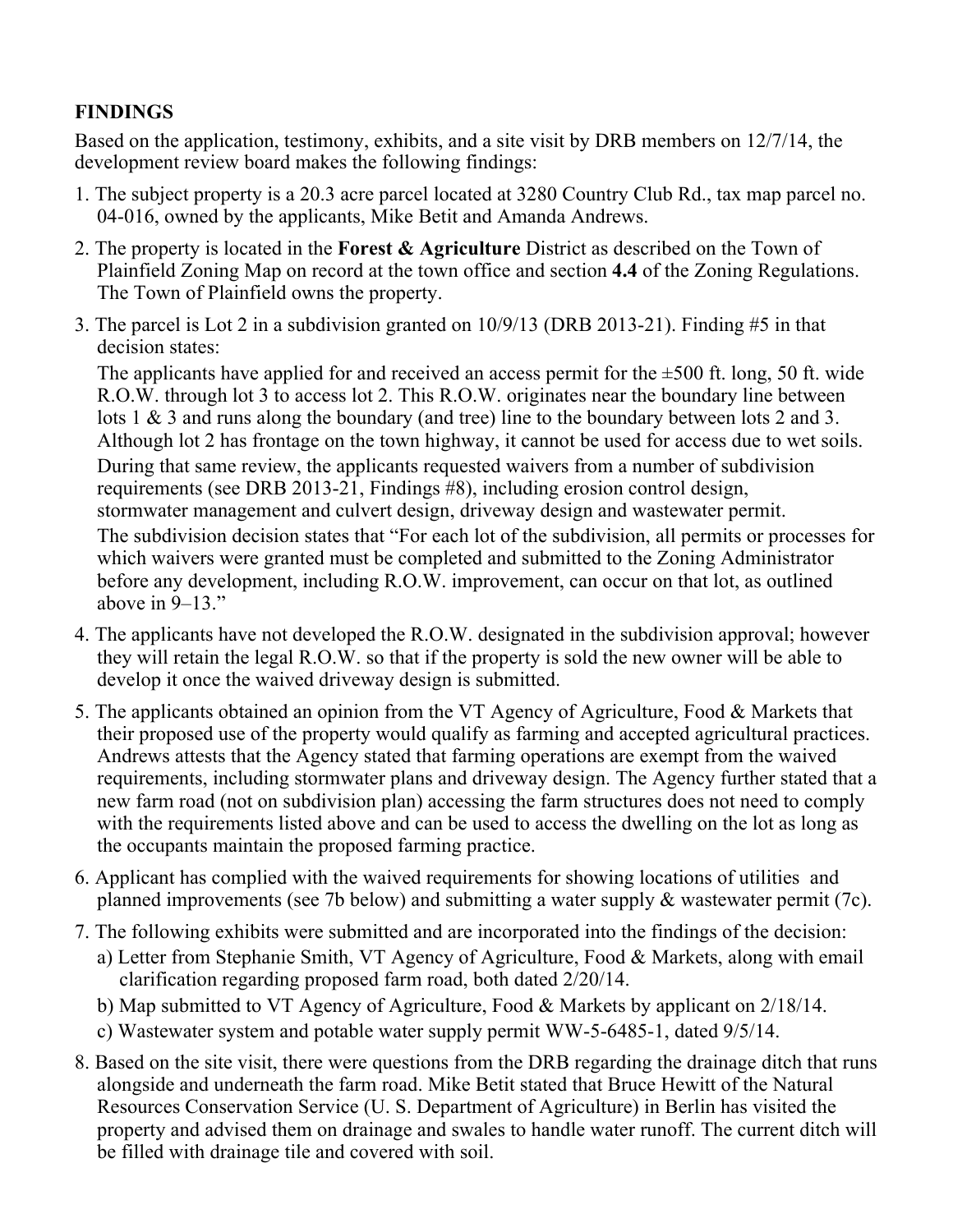**FINDINGS**

Based on the application, testimony, exhibits, and a site visit by DRB members on 12/7/14, the development review board makes the following findings:

1. The subject property is a 20.3 acre parcel located at 3280 Country Club Rd., tax map parcel no. 04-016, owned by the applicants, Mike Betit and Amanda Andrews.
2. The property is located in the **Forest & Agriculture** District as described on the Town of Plainfield Zoning Map on record at the town office and section **4.4** of the Zoning Regulations. The Town of Plainfield owns the property.
3. The parcel is Lot 2 in a subdivision granted on 10/9/13 (DRB 2013-21). Finding #5 in that decision states:

   The applicants have applied for and received an access permit for the ±500 ft. long, 50 ft. wide R.O.W. through lot 3 to access lot 2. This R.O.W. originates near the boundary line between lots 1 & 3 and runs along the boundary (and tree) line to the boundary between lots 2 and 3. Although lot 2 has frontage on the town highway, it cannot be used for access due to wet soils.

   During that same review, the applicants requested waivers from a number of subdivision requirements (see DRB 2013-21, Findings #8), including erosion control design, stormwater management and culvert design, driveway design and wastewater permit.

   The subdivision decision states that "For each lot of the subdivision, all permits or processes for which waivers were granted must be completed and submitted to the Zoning Administrator before any development, including R.O.W. improvement, can occur on that lot, as outlined above in 9–13."
4. The applicants have not developed the R.O.W. designated in the subdivision approval; however they will retain the legal R.O.W. so that if the property is sold the new owner will be able to develop it once the waived driveway design is submitted.
5. The applicants obtained an opinion from the VT Agency of Agriculture, Food & Markets that their proposed use of the property would qualify as farming and accepted agricultural practices. Andrews attests that the Agency stated that farming operations are exempt from the waived requirements, including stormwater plans and driveway design. The Agency further stated that a new farm road (not on subdivision plan) accessing the farm structures does not need to comply with the requirements listed above and can be used to access the dwelling on the lot as long as the occupants maintain the proposed farming practice.
6. Applicant has complied with the waived requirements for showing locations of utilities and planned improvements (see 7b below) and submitting a water supply & wastewater permit (7c).
7. The following exhibits were submitted and are incorporated into the findings of the decision:
   a) Letter from Stephanie Smith, VT Agency of Agriculture, Food & Markets, along with email clarification regarding proposed farm road, both dated 2/20/14.
   b) Map submitted to VT Agency of Agriculture, Food & Markets by applicant on 2/18/14.
   c) Wastewater system and potable water supply permit WW-5-6485-1, dated 9/5/14.
8. Based on the site visit, there were questions from the DRB regarding the drainage ditch that runs alongside and underneath the farm road. Mike Betit stated that Bruce Hewitt of the Natural Resources Conservation Service (U. S. Department of Agriculture) in Berlin has visited the property and advised them on drainage and swales to handle water runoff. The current ditch will be filled with drainage tile and covered with soil.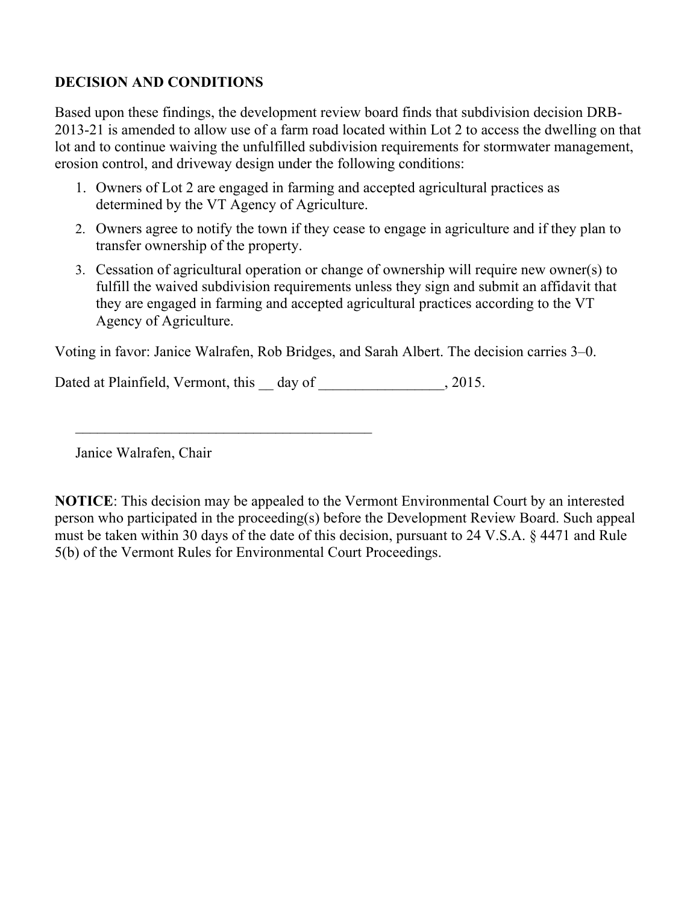**DECISION AND CONDITIONS**

Based upon these findings, the development review board finds that subdivision decision DRB-2013-21 is amended to allow use of a farm road located within Lot 2 to access the dwelling on that lot and to continue waiving the unfulfilled subdivision requirements for stormwater management, erosion control, and driveway design under the following conditions:

1. Owners of Lot 2 are engaged in farming and accepted agricultural practices as determined by the VT Agency of Agriculture.
2. Owners agree to notify the town if they cease to engage in agriculture and if they plan to transfer ownership of the property.
3. Cessation of agricultural operation or change of ownership will require new owner(s) to fulfill the waived subdivision requirements unless they sign and submit an affidavit that they are engaged in farming and accepted agricultural practices according to the VT Agency of Agriculture.

Voting in favor: Janice Walrafen, Rob Bridges, and Sarah Albert. The decision carries 3–0.

Dated at Plainfield, Vermont, this __ day of _________________, 2015.

_________________________________________

Janice Walrafen, Chair

**NOTICE**: This decision may be appealed to the Vermont Environmental Court by an interested person who participated in the proceeding(s) before the Development Review Board. Such appeal must be taken within 30 days of the date of this decision, pursuant to 24 V.S.A. § 4471 and Rule 5(b) of the Vermont Rules for Environmental Court Proceedings.